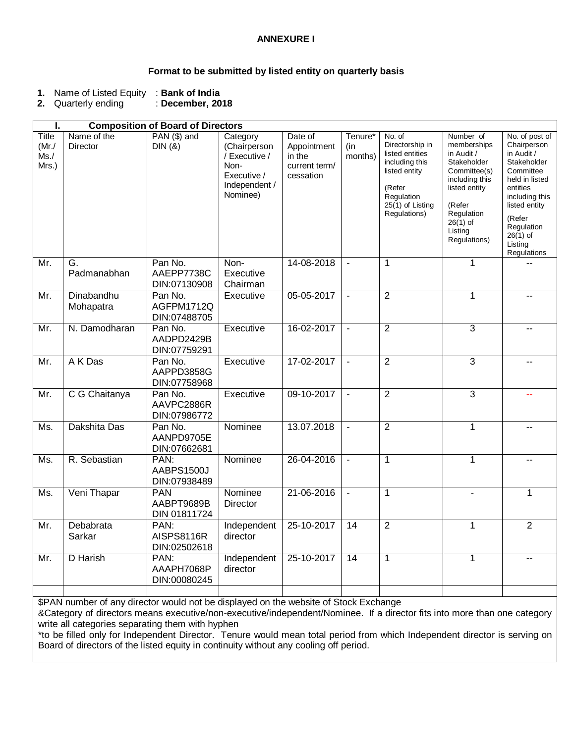**ANNEXURE I**

**Format to be submitted by listed entity on quarterly basis**

1. Name of Listed Equity : **Bank of India**
2. Quarterly ending : **December, 2018**

| **I. Composition of Board of Directors** | | | | | | | | |
|---|---|---|---|---|---|---|---|---|
| Title (Mr./ Ms./ Mrs.) | Name of the Director | PAN ($) and DIN (&) | Category (Chairperson / Executive / Non-Executive / Independent / Nominee) | Date of Appointment in the current term/ cessation | Tenure* (in months) | No. of Directorship in listed entities including this listed entity (Refer Regulation 25(1) of Listing Regulations) | Number of memberships in Audit / Stakeholder Committee(s) including this listed entity (Refer Regulation 26(1) of Listing Regulations) | No. of post of Chairperson in Audit / Stakeholder Committee held in listed entities including this listed entity (Refer Regulation 26(1) of Listing Regulations |
| Mr. | G. Padmanabhan | Pan No. AAEPP7738C DIN:07130908 | Non-Executive Chairman | 14-08-2018 | - | 1 | 1 | -- |
| Mr. | Dinabandhu Mohapatra | Pan No. AGFPM1712Q DIN:07488705 | Executive | 05-05-2017 | - | 2 | 1 | -- |
| Mr. | N. Damodharan | Pan No. AADPD2429B DIN:07759291 | Executive | 16-02-2017 | - | 2 | 3 | -- |
| Mr. | A K Das | Pan No. AAPPD3858G DIN:07758968 | Executive | 17-02-2017 | - | 2 | 3 | -- |
| Mr. | C G Chaitanya | Pan No. AAVPC2886R DIN:07986772 | Executive | 09-10-2017 | - | 2 | 3 | -- |
| Ms. | Dakshita Das | Pan No. AANPD9705E DIN:07662681 | Nominee | 13.07.2018 | - | 2 | 1 | -- |
| Ms. | R. Sebastian | PAN: AABPS1500J DIN:07938489 | Nominee | 26-04-2016 | - | 1 | 1 | -- |
| Ms. | Veni Thapar | PAN AABPT9689B DIN 01811724 | Nominee Director | 21-06-2016 | - | 1 | - | 1 |
| Mr. | Debabrata Sarkar | PAN: AISPS8116R DIN:02502618 | Independent director | 25-10-2017 | 14 | 2 | 1 | 2 |
| Mr. | D Harish | PAN: AAAPH7068P DIN:00080245 | Independent director | 25-10-2017 | 14 | 1 | 1 | -- |
| | | | | | | | | |

$PAN number of any director would not be displayed on the website of Stock Exchange

&Category of directors means executive/non-executive/independent/Nominee. If a director fits into more than one category write all categories separating them with hyphen

*to be filled only for Independent Director. Tenure would mean total period from which Independent director is serving on Board of directors of the listed equity in continuity without any cooling off period.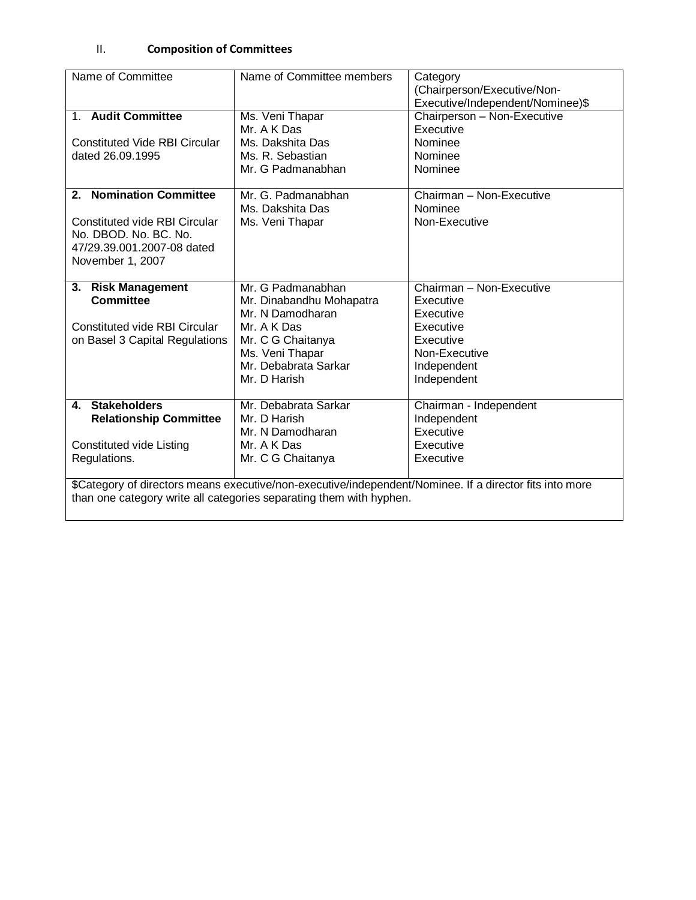## II. Composition of Committees

| Name of Committee | Name of Committee members | Category (Chairperson/Executive/Non-Executive/Independent/Nominee)$ |
|---|---|---|
| 1. **Audit Committee**<br><br>Constituted Vide RBI Circular dated 26.09.1995 | Ms. Veni Thapar<br>Mr. A K Das<br>Ms. Dakshita Das<br>Ms. R. Sebastian<br>Mr. G Padmanabhan | Chairperson – Non-Executive<br>Executive<br>Nominee<br>Nominee<br>Nominee |
| 2. **Nomination Committee**<br><br>Constituted vide RBI Circular No. DBOD. No. BC. No. 47/29.39.001.2007-08 dated November 1, 2007 | Mr. G. Padmanabhan<br>Ms. Dakshita Das<br>Ms. Veni Thapar | Chairman – Non-Executive<br>Nominee<br>Non-Executive |
| 3. **Risk Management Committee**<br><br>Constituted vide RBI Circular on Basel 3 Capital Regulations | Mr. G Padmanabhan<br>Mr. Dinabandhu Mohapatra<br>Mr. N Damodharan<br>Mr. A K Das<br>Mr. C G Chaitanya<br>Ms. Veni Thapar<br>Mr. Debabrata Sarkar<br>Mr. D Harish | Chairman – Non-Executive<br>Executive<br>Executive<br>Executive<br>Executive<br>Non-Executive<br>Independent<br>Independent |
| 4. **Stakeholders Relationship Committee**<br><br>Constituted vide Listing Regulations. | Mr. Debabrata Sarkar<br>Mr. D Harish<br>Mr. N Damodharan<br>Mr. A K Das<br>Mr. C G Chaitanya | Chairman - Independent<br>Independent<br>Executive<br>Executive<br>Executive |
| $Category of directors means executive/non-executive/independent/Nominee. If a director fits into more than one category write all categories separating them with hyphen. | | |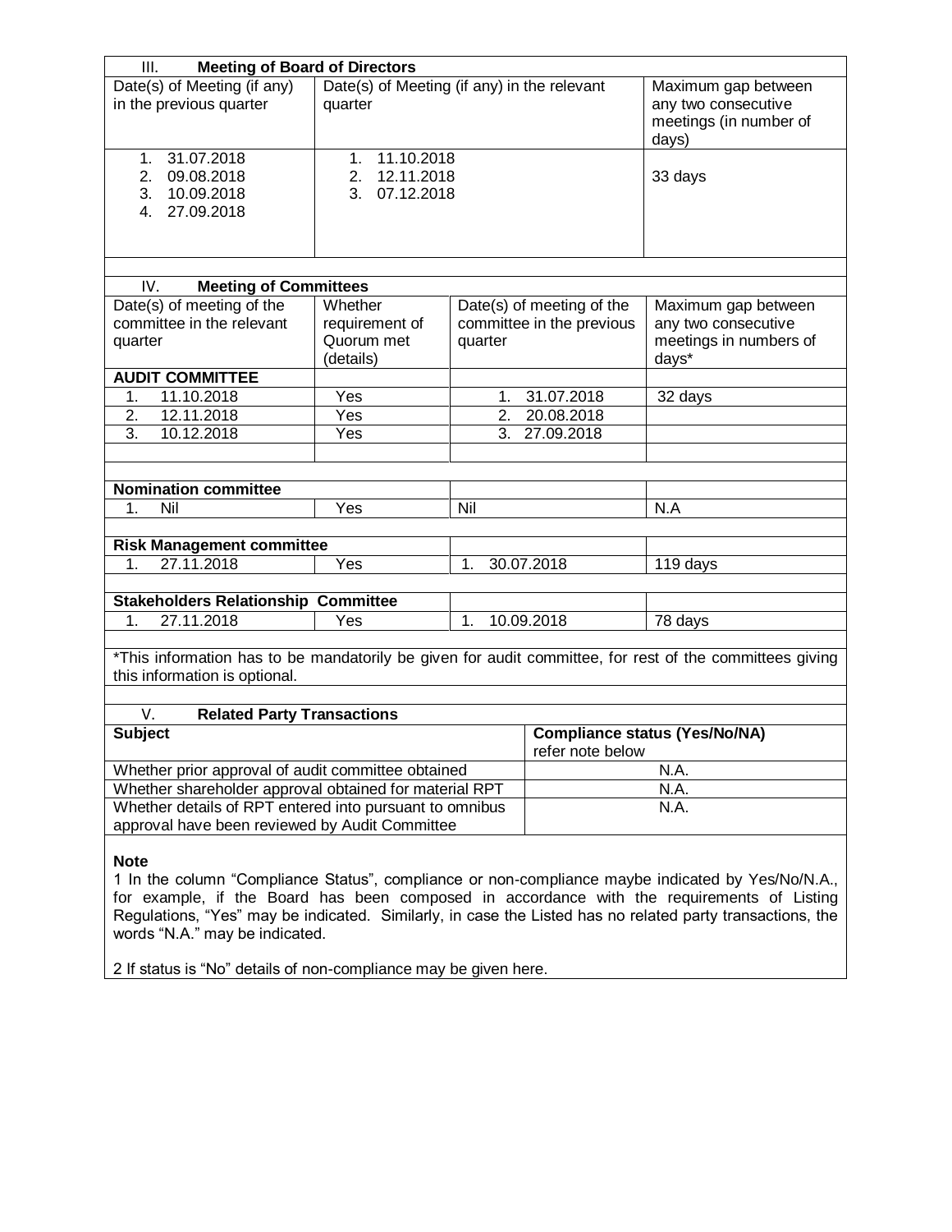## III. Meeting of Board of Directors

| Date(s) of Meeting (if any) in the previous quarter | Date(s) of Meeting (if any) in the relevant quarter | Maximum gap between any two consecutive meetings (in number of days) |
|---|---|---|
| 1. 31.07.2018<br>2. 09.08.2018<br>3. 10.09.2018<br>4. 27.09.2018 | 1. 11.10.2018<br>2. 12.11.2018<br>3. 07.12.2018 | 33 days |

## IV. Meeting of Committees

| Date(s) of meeting of the committee in the relevant quarter | Whether requirement of Quorum met (details) | Date(s) of meeting of the committee in the previous quarter | Maximum gap between any two consecutive meetings in numbers of days* |
|---|---|---|---|
| **AUDIT COMMITTEE** | | | |
| 1. 11.10.2018 | Yes | 1. 31.07.2018 | 32 days |
| 2. 12.11.2018 | Yes | 2. 20.08.2018 | |
| 3. 10.12.2018 | Yes | 3. 27.09.2018 | |
| **Nomination committee** | | | |
| 1. Nil | Yes | Nil | N.A |
| **Risk Management committee** | | | |
| 1. 27.11.2018 | Yes | 1. 30.07.2018 | 119 days |
| **Stakeholders Relationship Committee** | | | |
| 1. 27.11.2018 | Yes | 1. 10.09.2018 | 78 days |

*This information has to be mandatorily be given for audit committee, for rest of the committees giving this information is optional.

## V. Related Party Transactions

| Subject | Compliance status (Yes/No/NA) refer note below |
|---|---|
| Whether prior approval of audit committee obtained | N.A. |
| Whether shareholder approval obtained for material RPT | N.A. |
| Whether details of RPT entered into pursuant to omnibus approval have been reviewed by Audit Committee | N.A. |

**Note**

1 In the column "Compliance Status", compliance or non-compliance maybe indicated by Yes/No/N.A., for example, if the Board has been composed in accordance with the requirements of Listing Regulations, "Yes" may be indicated. Similarly, in case the Listed has no related party transactions, the words "N.A." may be indicated.

2 If status is "No" details of non-compliance may be given here.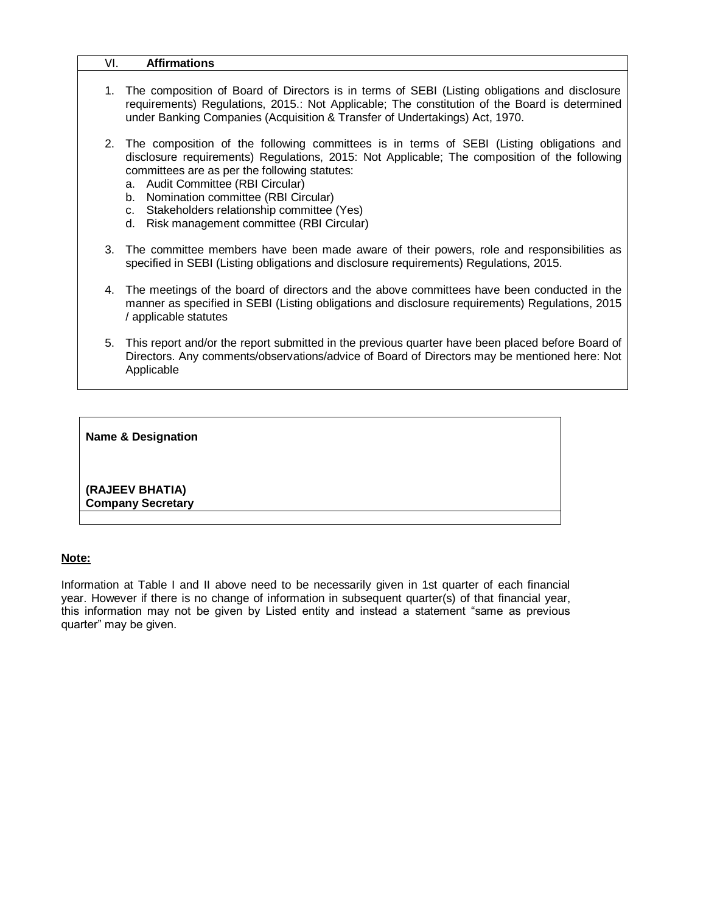## VI. Affirmations

1. The composition of Board of Directors is in terms of SEBI (Listing obligations and disclosure requirements) Regulations, 2015.: Not Applicable; The constitution of the Board is determined under Banking Companies (Acquisition & Transfer of Undertakings) Act, 1970.

2. The composition of the following committees is in terms of SEBI (Listing obligations and disclosure requirements) Regulations, 2015: Not Applicable; The composition of the following committees are as per the following statutes:
   a. Audit Committee (RBI Circular)
   b. Nomination committee (RBI Circular)
   c. Stakeholders relationship committee (Yes)
   d. Risk management committee (RBI Circular)

3. The committee members have been made aware of their powers, role and responsibilities as specified in SEBI (Listing obligations and disclosure requirements) Regulations, 2015.

4. The meetings of the board of directors and the above committees have been conducted in the manner as specified in SEBI (Listing obligations and disclosure requirements) Regulations, 2015 / applicable statutes

5. This report and/or the report submitted in the previous quarter have been placed before Board of Directors. Any comments/observations/advice of Board of Directors may be mentioned here: Not Applicable

**Name & Designation**

**(RAJEEV BHATIA)**
**Company Secretary**

**Note:**

Information at Table I and II above need to be necessarily given in 1st quarter of each financial year. However if there is no change of information in subsequent quarter(s) of that financial year, this information may not be given by Listed entity and instead a statement "same as previous quarter" may be given.